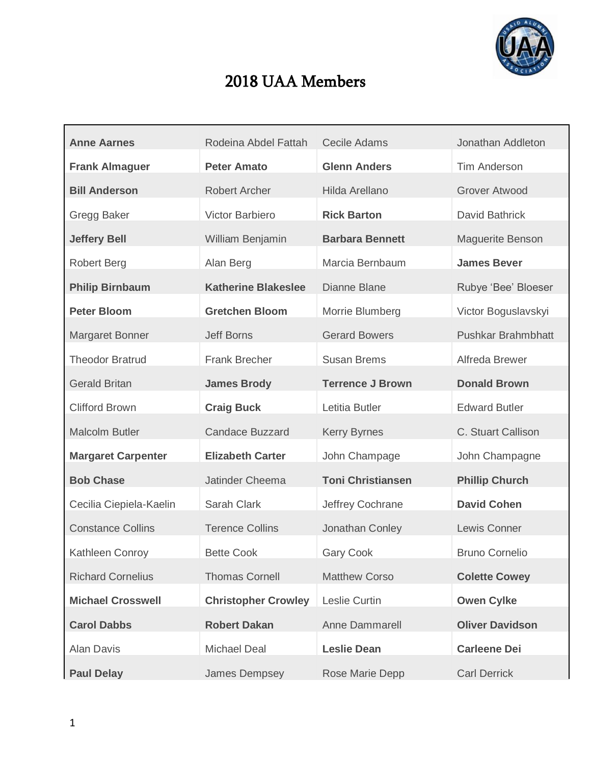# 2018 UAA Members

| | | | |
|---|---|---|---|
| **Anne Aarnes** | Rodeina Abdel Fattah | Cecile Adams | Jonathan Addleton |
| **Frank Almaguer** | **Peter Amato** | **Glenn Anders** | Tim Anderson |
| **Bill Anderson** | Robert Archer | Hilda Arellano | Grover Atwood |
| Gregg Baker | Victor Barbiero | **Rick Barton** | David Bathrick |
| **Jeffery Bell** | William Benjamin | **Barbara Bennett** | Maguerite Benson |
| Robert Berg | Alan Berg | Marcia Bernbaum | **James Bever** |
| **Philip Birnbaum** | **Katherine Blakeslee** | Dianne Blane | Rubye 'Bee' Bloeser |
| **Peter Bloom** | **Gretchen Bloom** | Morrie Blumberg | Victor Boguslavskyi |
| Margaret Bonner | Jeff Borns | Gerard Bowers | Pushkar Brahmbhatt |
| Theodor Bratrud | Frank Brecher | Susan Brems | Alfreda Brewer |
| Gerald Britan | **James Brody** | **Terrence J Brown** | **Donald Brown** |
| Clifford Brown | **Craig Buck** | Letitia Butler | Edward Butler |
| Malcolm Butler | Candace Buzzard | Kerry Byrnes | C. Stuart Callison |
| **Margaret Carpenter** | **Elizabeth Carter** | John Champage | John Champagne |
| **Bob Chase** | Jatinder Cheema | **Toni Christiansen** | **Phillip Church** |
| Cecilia Ciepiela-Kaelin | Sarah Clark | Jeffrey Cochrane | **David Cohen** |
| Constance Collins | Terence Collins | Jonathan Conley | Lewis Conner |
| Kathleen Conroy | Bette Cook | Gary Cook | Bruno Cornelio |
| Richard Cornelius | Thomas Cornell | Matthew Corso | **Colette Cowey** |
| **Michael Crosswell** | **Christopher Crowley** | Leslie Curtin | **Owen Cylke** |
| **Carol Dabbs** | **Robert Dakan** | Anne Dammarell | **Oliver Davidson** |
| Alan Davis | Michael Deal | **Leslie Dean** | **Carleene Dei** |
| **Paul Delay** | James Dempsey | Rose Marie Depp | Carl Derrick |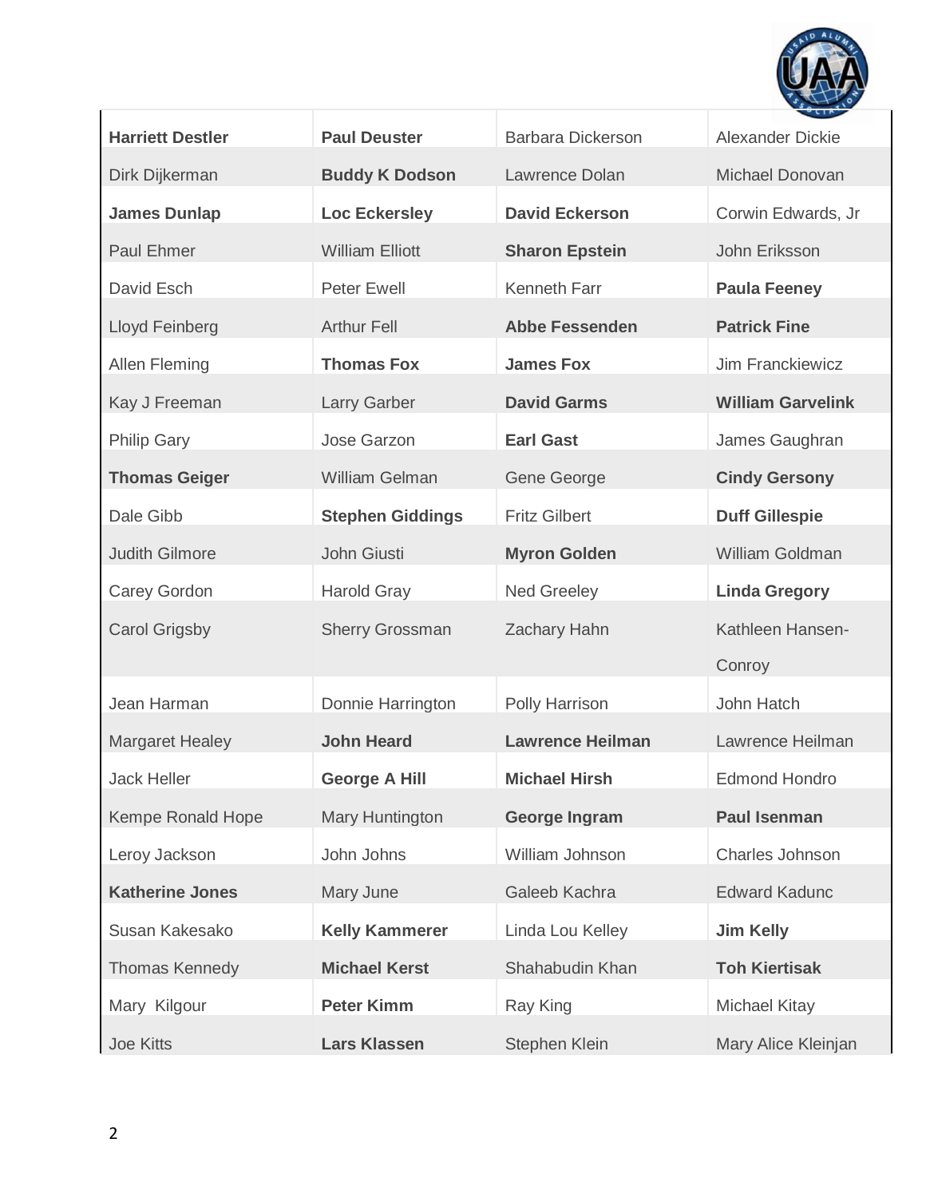| | | | |
|---|---|---|---|
| **Harriett Destler** | **Paul Deuster** | Barbara Dickerson | Alexander Dickie |
| Dirk Dijkerman | **Buddy K Dodson** | Lawrence Dolan | Michael Donovan |
| **James Dunlap** | **Loc Eckersley** | **David Eckerson** | Corwin Edwards, Jr |
| Paul Ehmer | William Elliott | **Sharon Epstein** | John Eriksson |
| David Esch | Peter Ewell | Kenneth Farr | **Paula Feeney** |
| Lloyd Feinberg | Arthur Fell | **Abbe Fessenden** | **Patrick Fine** |
| Allen Fleming | **Thomas Fox** | **James Fox** | Jim Franckiewicz |
| Kay J Freeman | Larry Garber | **David Garms** | **William Garvelink** |
| Philip Gary | Jose Garzon | **Earl Gast** | James Gaughran |
| **Thomas Geiger** | William Gelman | Gene George | **Cindy Gersony** |
| Dale Gibb | **Stephen Giddings** | Fritz Gilbert | **Duff Gillespie** |
| Judith Gilmore | John Giusti | **Myron Golden** | William Goldman |
| Carey Gordon | Harold Gray | Ned Greeley | **Linda Gregory** |
| Carol Grigsby | Sherry Grossman | Zachary Hahn | Kathleen Hansen-Conroy |
| Jean Harman | Donnie Harrington | Polly Harrison | John Hatch |
| Margaret Healey | **John Heard** | **Lawrence Heilman** | Lawrence Heilman |
| Jack Heller | **George A Hill** | **Michael Hirsh** | Edmond Hondro |
| Kempe Ronald Hope | Mary Huntington | **George Ingram** | **Paul Isenman** |
| Leroy Jackson | John Johns | William Johnson | Charles Johnson |
| **Katherine Jones** | Mary June | Galeeb Kachra | Edward Kadunc |
| Susan Kakesako | **Kelly Kammerer** | Linda Lou Kelley | **Jim Kelly** |
| Thomas Kennedy | **Michael Kerst** | Shahabudin Khan | **Toh Kiertisak** |
| Mary Kilgour | **Peter Kimm** | Ray King | Michael Kitay |
| Joe Kitts | **Lars Klassen** | Stephen Klein | Mary Alice Kleinjan |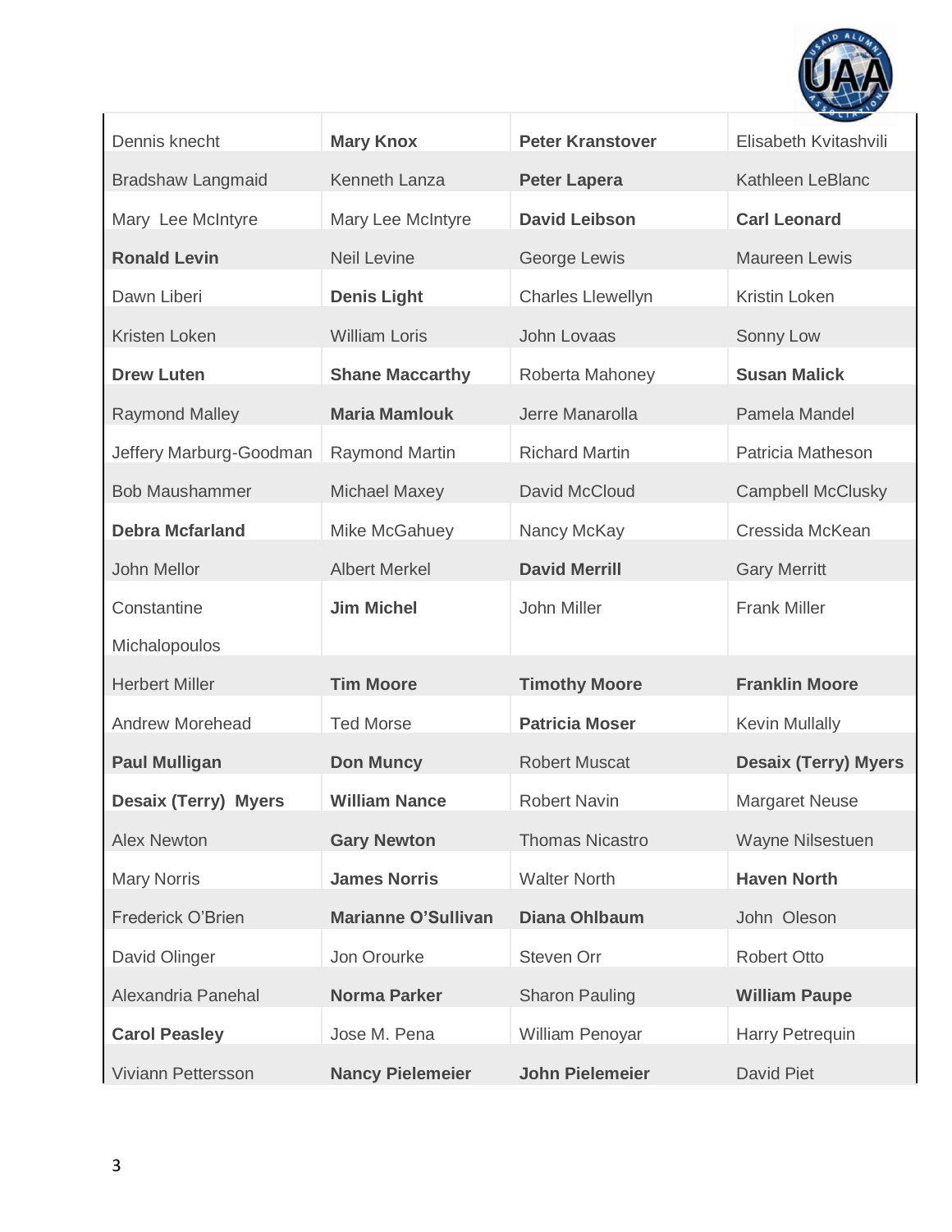| | | | |
|---|---|---|---|
| Dennis knecht | **Mary Knox** | **Peter Kranstover** | Elisabeth Kvitashvili |
| Bradshaw Langmaid | Kenneth Lanza | **Peter Lapera** | Kathleen LeBlanc |
| Mary Lee McIntyre | Mary Lee McIntyre | **David Leibson** | **Carl Leonard** |
| **Ronald Levin** | Neil Levine | George Lewis | Maureen Lewis |
| Dawn Liberi | **Denis Light** | Charles Llewellyn | Kristin Loken |
| Kristen Loken | William Loris | John Lovaas | Sonny Low |
| **Drew Luten** | **Shane Maccarthy** | Roberta Mahoney | **Susan Malick** |
| Raymond Malley | **Maria Mamlouk** | Jerre Manarolla | Pamela Mandel |
| Jeffery Marburg-Goodman | Raymond Martin | Richard Martin | Patricia Matheson |
| Bob Maushammer | Michael Maxey | David McCloud | Campbell McClusky |
| **Debra Mcfarland** | Mike McGahuey | Nancy McKay | Cressida McKean |
| John Mellor | Albert Merkel | **David Merrill** | Gary Merritt |
| Constantine Michalopoulos | **Jim Michel** | John Miller | Frank Miller |
| Herbert Miller | **Tim Moore** | **Timothy Moore** | **Franklin Moore** |
| Andrew Morehead | Ted Morse | **Patricia Moser** | Kevin Mullally |
| **Paul Mulligan** | **Don Muncy** | Robert Muscat | **Desaix (Terry) Myers** |
| **Desaix (Terry) Myers** | **William Nance** | Robert Navin | Margaret Neuse |
| Alex Newton | **Gary Newton** | Thomas Nicastro | Wayne Nilsestuen |
| Mary Norris | **James Norris** | Walter North | **Haven North** |
| Frederick O'Brien | **Marianne O'Sullivan** | **Diana Ohlbaum** | John Oleson |
| David Olinger | Jon Orourke | Steven Orr | Robert Otto |
| Alexandria Panehal | **Norma Parker** | Sharon Pauling | **William Paupe** |
| **Carol Peasley** | Jose M. Pena | William Penoyar | Harry Petrequin |
| Viviann Pettersson | **Nancy Pielemeier** | **John Pielemeier** | David Piet |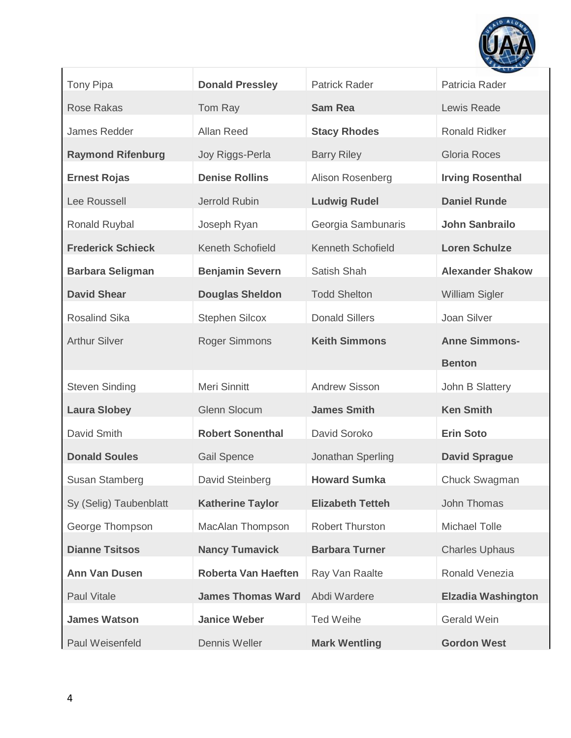| | | | |
|---|---|---|---|
| Tony Pipa | **Donald Pressley** | Patrick Rader | Patricia Rader |
| Rose Rakas | Tom Ray | **Sam Rea** | Lewis Reade |
| James Redder | Allan Reed | **Stacy Rhodes** | Ronald Ridker |
| **Raymond Rifenburg** | Joy Riggs-Perla | Barry Riley | Gloria Roces |
| **Ernest Rojas** | **Denise Rollins** | Alison Rosenberg | **Irving Rosenthal** |
| Lee Roussell | Jerrold Rubin | **Ludwig Rudel** | **Daniel Runde** |
| Ronald Ruybal | Joseph Ryan | Georgia Sambunaris | **John Sanbrailo** |
| **Frederick Schieck** | Keneth Schofield | Kenneth Schofield | **Loren Schulze** |
| **Barbara Seligman** | **Benjamin Severn** | Satish Shah | **Alexander Shakow** |
| **David Shear** | **Douglas Sheldon** | Todd Shelton | William Sigler |
| Rosalind Sika | Stephen Silcox | Donald Sillers | Joan Silver |
| Arthur Silver | Roger Simmons | **Keith Simmons** | **Anne Simmons-Benton** |
| Steven Sinding | Meri Sinnitt | Andrew Sisson | John B Slattery |
| **Laura Slobey** | Glenn Slocum | **James Smith** | **Ken Smith** |
| David Smith | **Robert Sonenthal** | David Soroko | **Erin Soto** |
| **Donald Soules** | Gail Spence | Jonathan Sperling | **David Sprague** |
| Susan Stamberg | David Steinberg | **Howard Sumka** | Chuck Swagman |
| Sy (Selig) Taubenblatt | **Katherine Taylor** | **Elizabeth Tetteh** | John Thomas |
| George Thompson | MacAlan Thompson | Robert Thurston | Michael Tolle |
| **Dianne Tsitsos** | **Nancy Tumavick** | **Barbara Turner** | Charles Uphaus |
| **Ann Van Dusen** | **Roberta Van Haeften** | Ray Van Raalte | Ronald Venezia |
| Paul Vitale | **James Thomas Ward** | Abdi Wardere | **Elzadia Washington** |
| **James Watson** | **Janice Weber** | Ted Weihe | Gerald Wein |
| Paul Weisenfeld | Dennis Weller | **Mark Wentling** | **Gordon West** |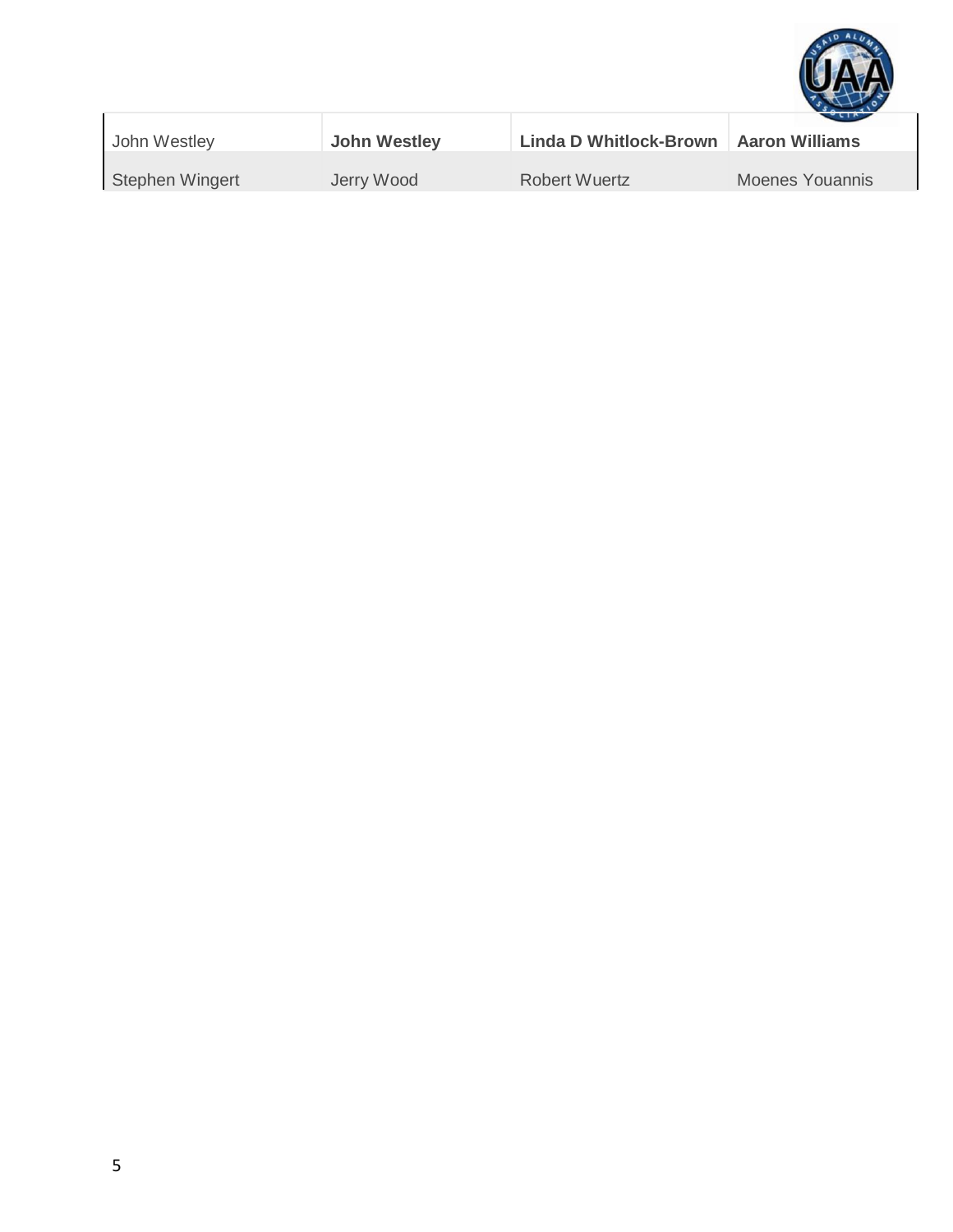| | | | |
|---|---|---|---|
| John Westley | **John Westley** | **Linda D Whitlock-Brown** | **Aaron Williams** |
| Stephen Wingert | Jerry Wood | Robert Wuertz | Moenes Youannis |